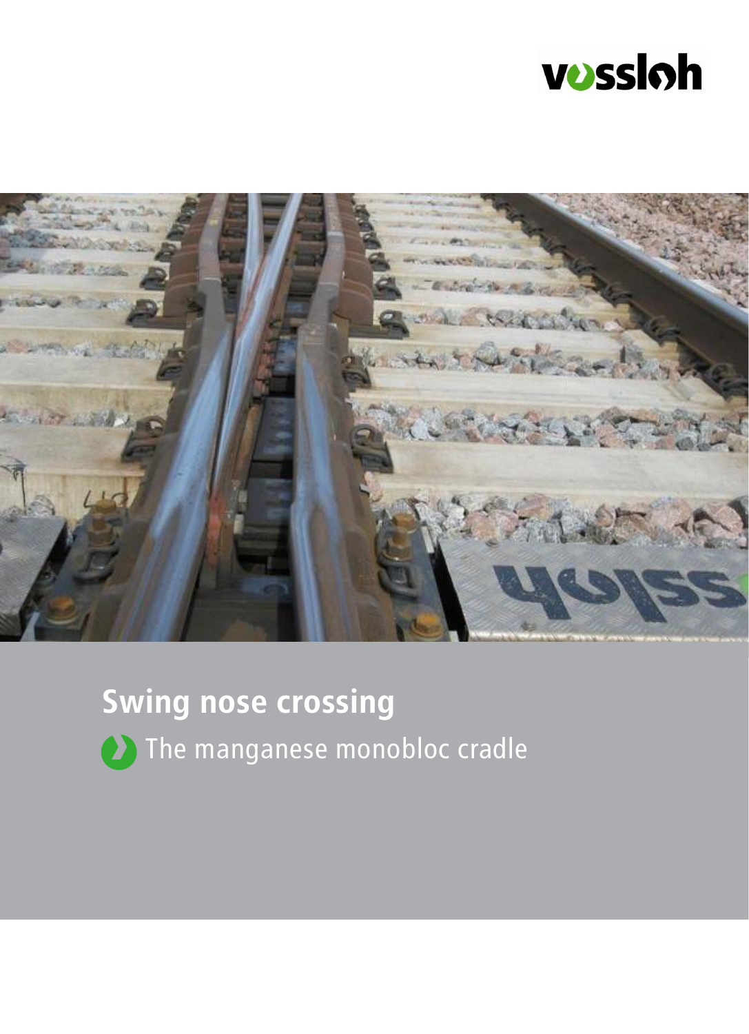vossloh

# Swing nose crossing

The manganese monobloc cradle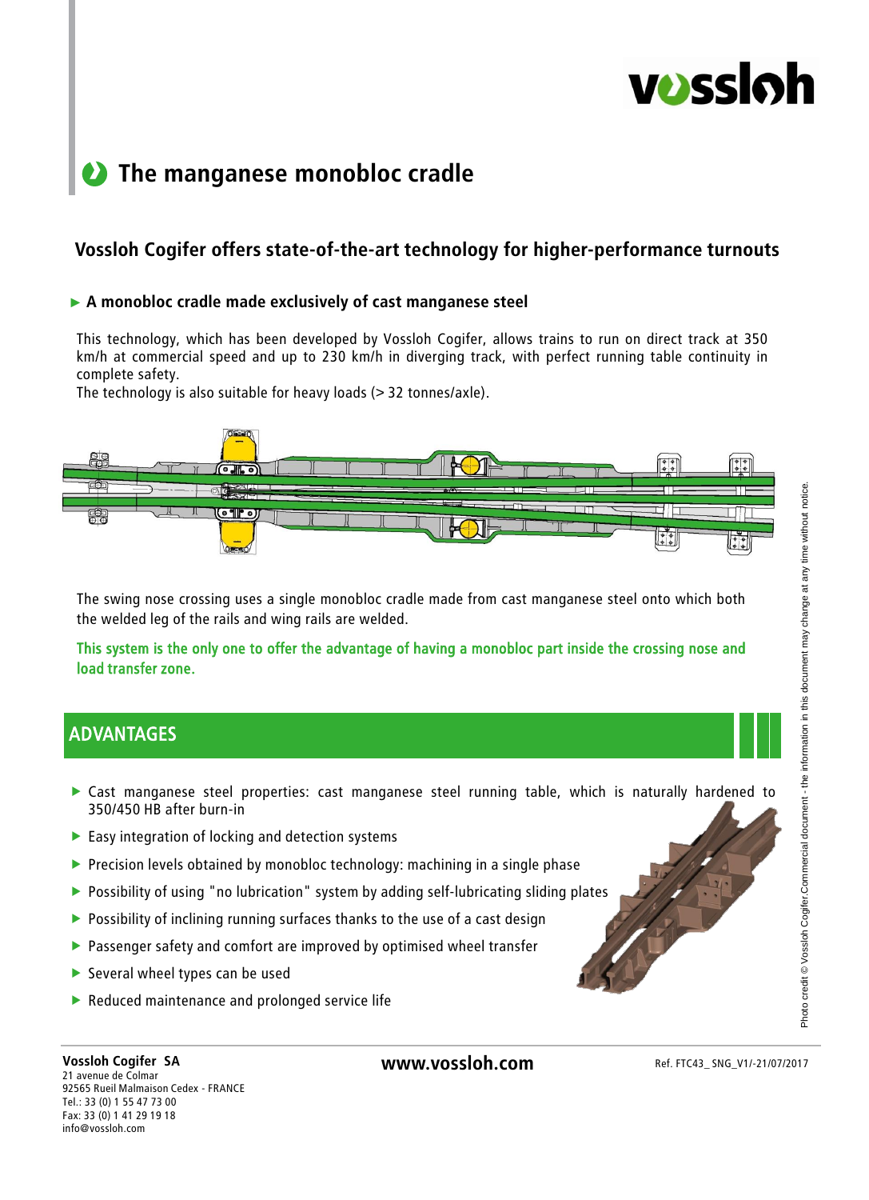# The manganese monobloc cradle

## Vossloh Cogifer offers state-of-the-art technology for higher-performance turnouts

### ▶ A monobloc cradle made exclusively of cast manganese steel

This technology, which has been developed by Vossloh Cogifer, allows trains to run on direct track at 350 km/h at commercial speed and up to 230 km/h in diverging track, with perfect running table continuity in complete safety.
The technology is also suitable for heavy loads (> 32 tonnes/axle).

The swing nose crossing uses a single monobloc cradle made from cast manganese steel onto which both the welded leg of the rails and wing rails are welded.

**This system is the only one to offer the advantage of having a monobloc part inside the crossing nose and load transfer zone.**

## ADVANTAGES

- Cast manganese steel properties: cast manganese steel running table, which is naturally hardened to 350/450 HB after burn-in
- Easy integration of locking and detection systems
- Precision levels obtained by monobloc technology: machining in a single phase
- Possibility of using "no lubrication" system by adding self-lubricating sliding plates
- Possibility of inclining running surfaces thanks to the use of a cast design
- Passenger safety and comfort are improved by optimised wheel transfer
- Several wheel types can be used
- Reduced maintenance and prolonged service life

Photo credit © Vossloh Cogifer.Commercial document - the information in this document may change at any time without notice.

**Vossloh Cogifer SA**
21 avenue de Colmar
92565 Rueil Malmaison Cedex - FRANCE
Tel.: 33 (0) 1 55 47 73 00
Fax: 33 (0) 1 41 29 19 18
info@vossloh.com

**www.vossloh.com**

Ref. FTC43_ SNG_V1/-21/07/2017